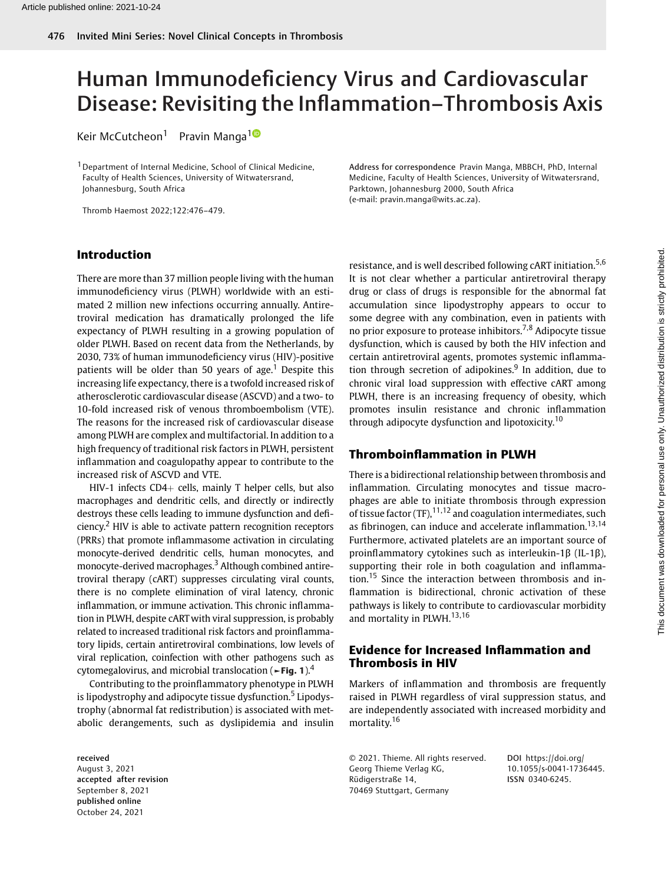# Human Immunodeficiency Virus and Cardiovascular Disease: Revisiting the Inflammation–Thrombosis Axis

Keir McCutcheon[1] Pravin Manga[1]

[1] Department of Internal Medicine, School of Clinical Medicine, Faculty of Health Sciences, University of Witwatersrand, Johannesburg, South Africa

Thromb Haemost 2022;122:476–479.

Address for correspondence Pravin Manga, MBBCH, PhD, Internal Medicine, Faculty of Health Sciences, University of Witwatersrand, Parktown, Johannesburg 2000, South Africa (e-mail: pravin.manga@wits.ac.za).

## Introduction

There are more than 37 million people living with the human immunodeficiency virus (PLWH) worldwide with an estimated 2 million new infections occurring annually. Antiretroviral medication has dramatically prolonged the life expectancy of PLWH resulting in a growing population of older PLWH. Based on recent data from the Netherlands, by 2030, 73% of human immunodeficiency virus (HIV)-positive patients will be older than 50 years of age.[1] Despite this increasing life expectancy, there is a twofold increased risk of atherosclerotic cardiovascular disease (ASCVD) and a two- to 10-fold increased risk of venous thromboembolism (VTE). The reasons for the increased risk of cardiovascular disease among PLWH are complex and multifactorial. In addition to a high frequency of traditional risk factors in PLWH, persistent inflammation and coagulopathy appear to contribute to the increased risk of ASCVD and VTE.

HIV-1 infects CD4+ cells, mainly T helper cells, but also macrophages and dendritic cells, and directly or indirectly destroys these cells leading to immune dysfunction and deficiency.[2] HIV is able to activate pattern recognition receptors (PRRs) that promote inflammasome activation in circulating monocyte-derived dendritic cells, human monocytes, and monocyte-derived macrophages.[3] Although combined antiretroviral therapy (cART) suppresses circulating viral counts, there is no complete elimination of viral latency, chronic inflammation, or immune activation. This chronic inflammation in PLWH, despite cART with viral suppression, is probably related to increased traditional risk factors and proinflammatory lipids, certain antiretroviral combinations, low levels of viral replication, coinfection with other pathogens such as cytomegalovirus, and microbial translocation (►Fig. 1).[4]

Contributing to the proinflammatory phenotype in PLWH is lipodystrophy and adipocyte tissue dysfunction.[5] Lipodystrophy (abnormal fat redistribution) is associated with metabolic derangements, such as dyslipidemia and insulin resistance, and is well described following cART initiation.[5,6] It is not clear whether a particular antiretroviral therapy drug or class of drugs is responsible for the abnormal fat accumulation since lipodystrophy appears to occur to some degree with any combination, even in patients with no prior exposure to protease inhibitors.[7,8] Adipocyte tissue dysfunction, which is caused by both the HIV infection and certain antiretroviral agents, promotes systemic inflammation through secretion of adipokines.[9] In addition, due to chronic viral load suppression with effective cART among PLWH, there is an increasing frequency of obesity, which promotes insulin resistance and chronic inflammation through adipocyte dysfunction and lipotoxicity.[10]

## Thromboinflammation in PLWH

There is a bidirectional relationship between thrombosis and inflammation. Circulating monocytes and tissue macrophages are able to initiate thrombosis through expression of tissue factor (TF),[11,12] and coagulation intermediates, such as fibrinogen, can induce and accelerate inflammation.[13,14] Furthermore, activated platelets are an important source of proinflammatory cytokines such as interleukin-1β (IL-1β), supporting their role in both coagulation and inflammation.[15] Since the interaction between thrombosis and inflammation is bidirectional, chronic activation of these pathways is likely to contribute to cardiovascular morbidity and mortality in PLWH.[13,16]

## Evidence for Increased Inflammation and Thrombosis in HIV

Markers of inflammation and thrombosis are frequently raised in PLWH regardless of viral suppression status, and are independently associated with increased morbidity and mortality.[16]

received
August 3, 2021
accepted after revision
September 8, 2021
published online
October 24, 2021

© 2021. Thieme. All rights reserved.
Georg Thieme Verlag KG,
Rüdigerstraße 14,
70469 Stuttgart, Germany

DOI https://doi.org/10.1055/s-0041-1736445.
ISSN 0340-6245.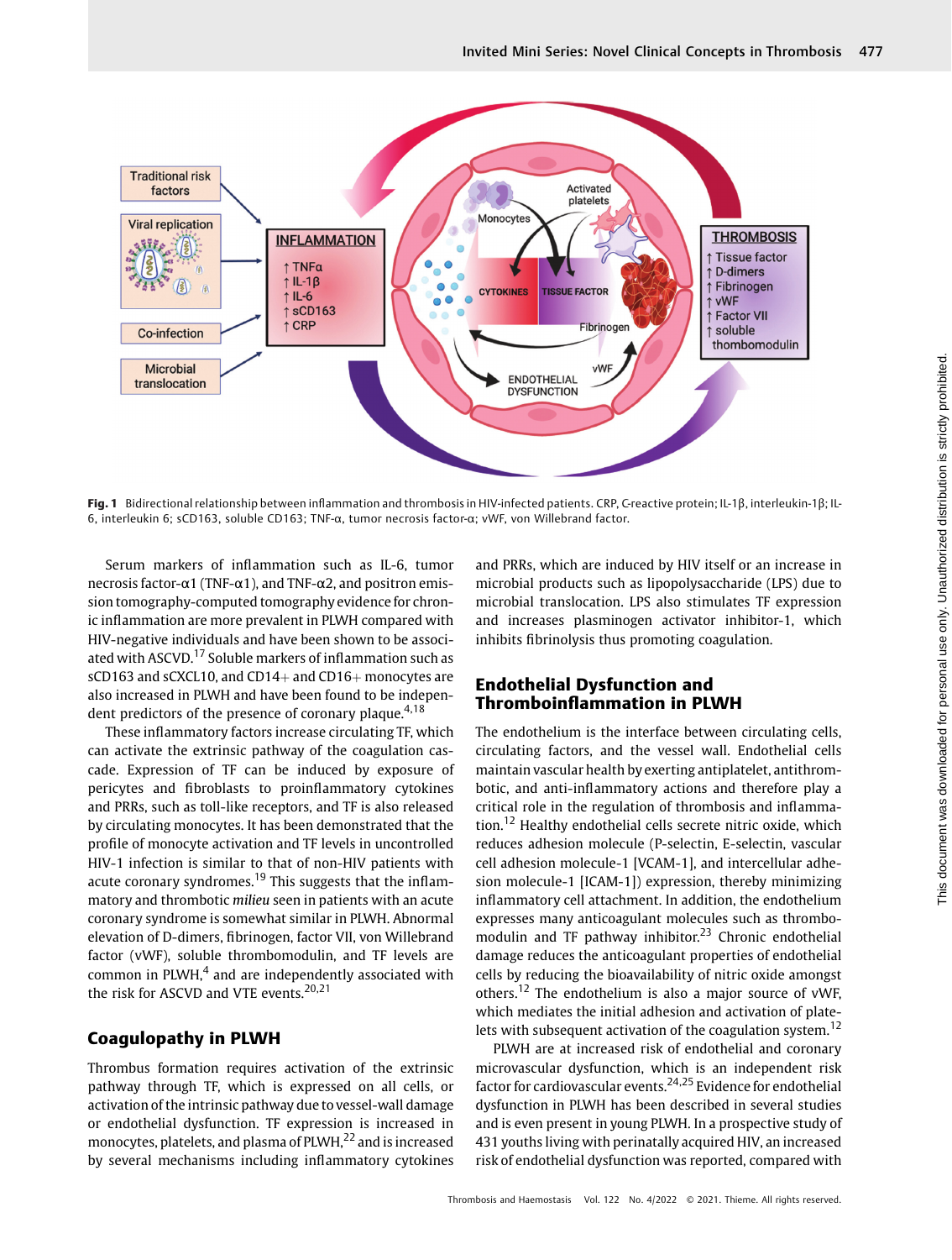Traditional risk factors

Viral replication

Co-infection

Microbial translocation

INFLAMMATION
↑ TNFα
↑ IL-1β
↑ IL-6
↑ sCD163
↑ CRP

Monocytes

Activated platelets

CYTOKINES

TISSUE FACTOR

Fibrinogen

vWF

ENDOTHELIAL DYSFUNCTION

THROMBOSIS
↑ Tissue factor
↑ D-dimers
↑ Fibrinogen
↑ vWF
↑ Factor VII
↑ soluble thombomodulin

**Fig. 1** Bidirectional relationship between inflammation and thrombosis in HIV-infected patients. CRP, C-reactive protein; IL-1β, interleukin-1β; IL-6, interleukin 6; sCD163, soluble CD163; TNF-α, tumor necrosis factor-α; vWF, von Willebrand factor.

Serum markers of inflammation such as IL-6, tumor necrosis factor-α1 (TNF-α1), and TNF-α2, and positron emission tomography-computed tomography evidence for chronic inflammation are more prevalent in PLWH compared with HIV-negative individuals and have been shown to be associated with ASCVD.[17] Soluble markers of inflammation such as sCD163 and sCXCL10, and CD14+ and CD16+ monocytes are also increased in PLWH and have been found to be independent predictors of the presence of coronary plaque.[4,18]

These inflammatory factors increase circulating TF, which can activate the extrinsic pathway of the coagulation cascade. Expression of TF can be induced by exposure of pericytes and fibroblasts to proinflammatory cytokines and PRRs, such as toll-like receptors, and TF is also released by circulating monocytes. It has been demonstrated that the profile of monocyte activation and TF levels in uncontrolled HIV-1 infection is similar to that of non-HIV patients with acute coronary syndromes.[19] This suggests that the inflammatory and thrombotic *milieu* seen in patients with an acute coronary syndrome is somewhat similar in PLWH. Abnormal elevation of D-dimers, fibrinogen, factor VII, von Willebrand factor (vWF), soluble thrombomodulin, and TF levels are common in PLWH,[4] and are independently associated with the risk for ASCVD and VTE events.[20,21]

## Coagulopathy in PLWH

Thrombus formation requires activation of the extrinsic pathway through TF, which is expressed on all cells, or activation of the intrinsic pathway due to vessel-wall damage or endothelial dysfunction. TF expression is increased in monocytes, platelets, and plasma of PLWH,[22] and is increased by several mechanisms including inflammatory cytokines and PRRs, which are induced by HIV itself or an increase in microbial products such as lipopolysaccharide (LPS) due to microbial translocation. LPS also stimulates TF expression and increases plasminogen activator inhibitor-1, which inhibits fibrinolysis thus promoting coagulation.

## Endothelial Dysfunction and Thromboinflammation in PLWH

The endothelium is the interface between circulating cells, circulating factors, and the vessel wall. Endothelial cells maintain vascular health by exerting antiplatelet, antithrombotic, and anti-inflammatory actions and therefore play a critical role in the regulation of thrombosis and inflammation.[12] Healthy endothelial cells secrete nitric oxide, which reduces adhesion molecule (P-selectin, E-selectin, vascular cell adhesion molecule-1 [VCAM-1], and intercellular adhesion molecule-1 [ICAM-1]) expression, thereby minimizing inflammatory cell attachment. In addition, the endothelium expresses many anticoagulant molecules such as thrombomodulin and TF pathway inhibitor.[23] Chronic endothelial damage reduces the anticoagulant properties of endothelial cells by reducing the bioavailability of nitric oxide amongst others.[12] The endothelium is also a major source of vWF, which mediates the initial adhesion and activation of platelets with subsequent activation of the coagulation system.[12]

PLWH are at increased risk of endothelial and coronary microvascular dysfunction, which is an independent risk factor for cardiovascular events.[24,25] Evidence for endothelial dysfunction in PLWH has been described in several studies and is even present in young PLWH. In a prospective study of 431 youths living with perinatally acquired HIV, an increased risk of endothelial dysfunction was reported, compared with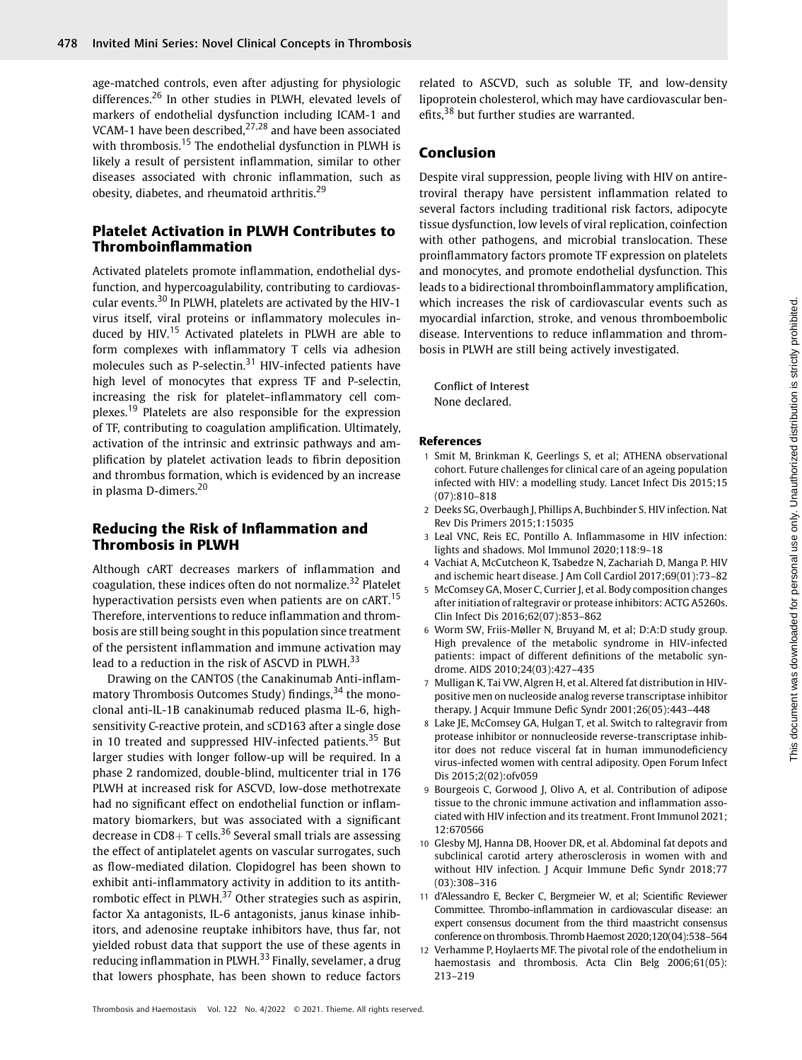age-matched controls, even after adjusting for physiologic differences.[26] In other studies in PLWH, elevated levels of markers of endothelial dysfunction including ICAM-1 and VCAM-1 have been described,[27,28] and have been associated with thrombosis.[15] The endothelial dysfunction in PLWH is likely a result of persistent inflammation, similar to other diseases associated with chronic inflammation, such as obesity, diabetes, and rheumatoid arthritis.[29]

## Platelet Activation in PLWH Contributes to Thromboinflammation

Activated platelets promote inflammation, endothelial dysfunction, and hypercoagulability, contributing to cardiovascular events.[30] In PLWH, platelets are activated by the HIV-1 virus itself, viral proteins or inflammatory molecules induced by HIV.[15] Activated platelets in PLWH are able to form complexes with inflammatory T cells via adhesion molecules such as P-selectin.[31] HIV-infected patients have high level of monocytes that express TF and P-selectin, increasing the risk for platelet–inflammatory cell complexes.[19] Platelets are also responsible for the expression of TF, contributing to coagulation amplification. Ultimately, activation of the intrinsic and extrinsic pathways and amplification by platelet activation leads to fibrin deposition and thrombus formation, which is evidenced by an increase in plasma D-dimers.[20]

## Reducing the Risk of Inflammation and Thrombosis in PLWH

Although cART decreases markers of inflammation and coagulation, these indices often do not normalize.[32] Platelet hyperactivation persists even when patients are on cART.[15] Therefore, interventions to reduce inflammation and thrombosis are still being sought in this population since treatment of the persistent inflammation and immune activation may lead to a reduction in the risk of ASCVD in PLWH.[33]

Drawing on the CANTOS (the Canakinumab Anti-inflammatory Thrombosis Outcomes Study) findings,[34] the monoclonal anti-IL-1B canakinumab reduced plasma IL-6, high-sensitivity C-reactive protein, and sCD163 after a single dose in 10 treated and suppressed HIV-infected patients.[35] But larger studies with longer follow-up will be required. In a phase 2 randomized, double-blind, multicenter trial in 176 PLWH at increased risk for ASCVD, low-dose methotrexate had no significant effect on endothelial function or inflammatory biomarkers, but was associated with a significant decrease in CD8+ T cells.[36] Several small trials are assessing the effect of antiplatelet agents on vascular surrogates, such as flow-mediated dilation. Clopidogrel has been shown to exhibit anti-inflammatory activity in addition to its antithrombotic effect in PLWH.[37] Other strategies such as aspirin, factor Xa antagonists, IL-6 antagonists, janus kinase inhibitors, and adenosine reuptake inhibitors have, thus far, not yielded robust data that support the use of these agents in reducing inflammation in PLWH.[33] Finally, sevelamer, a drug that lowers phosphate, has been shown to reduce factors related to ASCVD, such as soluble TF, and low-density lipoprotein cholesterol, which may have cardiovascular benefits,[38] but further studies are warranted.

## Conclusion

Despite viral suppression, people living with HIV on antiretroviral therapy have persistent inflammation related to several factors including traditional risk factors, adipocyte tissue dysfunction, low levels of viral replication, coinfection with other pathogens, and microbial translocation. These proinflammatory factors promote TF expression on platelets and monocytes, and promote endothelial dysfunction. This leads to a bidirectional thromboinflammatory amplification, which increases the risk of cardiovascular events such as myocardial infarction, stroke, and venous thromboembolic disease. Interventions to reduce inflammation and thrombosis in PLWH are still being actively investigated.

Conflict of Interest
None declared.

## References

1 Smit M, Brinkman K, Geerlings S, et al; ATHENA observational cohort. Future challenges for clinical care of an ageing population infected with HIV: a modelling study. Lancet Infect Dis 2015;15(07):810–818

2 Deeks SG, Overbaugh J, Phillips A, Buchbinder S. HIV infection. Nat Rev Dis Primers 2015;1:15035

3 Leal VNC, Reis EC, Pontillo A. Inflammasome in HIV infection: lights and shadows. Mol Immunol 2020;118:9–18

4 Vachiat A, McCutcheon K, Tsabedze N, Zachariah D, Manga P. HIV and ischemic heart disease. J Am Coll Cardiol 2017;69(01):73–82

5 McComsey GA, Moser C, Currier J, et al. Body composition changes after initiation of raltegravir or protease inhibitors: ACTG A5260s. Clin Infect Dis 2016;62(07):853–862

6 Worm SW, Friis-Møller N, Bruyand M, et al; D:A:D study group. High prevalence of the metabolic syndrome in HIV-infected patients: impact of different definitions of the metabolic syndrome. AIDS 2010;24(03):427–435

7 Mulligan K, Tai VW, Algren H, et al. Altered fat distribution in HIV-positive men on nucleoside analog reverse transcriptase inhibitor therapy. J Acquir Immune Defic Syndr 2001;26(05):443–448

8 Lake JE, McComsey GA, Hulgan T, et al. Switch to raltegravir from protease inhibitor or nonnucleoside reverse-transcriptase inhibitor does not reduce visceral fat in human immunodeficiency virus-infected women with central adiposity. Open Forum Infect Dis 2015;2(02):ofv059

9 Bourgeois C, Gorwood J, Olivo A, et al. Contribution of adipose tissue to the chronic immune activation and inflammation associated with HIV infection and its treatment. Front Immunol 2021; 12:670566

10 Glesby MJ, Hanna DB, Hoover DR, et al. Abdominal fat depots and subclinical carotid artery atherosclerosis in women with and without HIV infection. J Acquir Immune Defic Syndr 2018;77(03):308–316

11 d'Alessandro E, Becker C, Bergmeier W, et al; Scientific Reviewer Committee. Thrombo-inflammation in cardiovascular disease: an expert consensus document from the third maastricht consensus conference on thrombosis. Thromb Haemost 2020;120(04):538–564

12 Verhamme P, Hoylaerts MF. The pivotal role of the endothelium in haemostasis and thrombosis. Acta Clin Belg 2006;61(05):213–219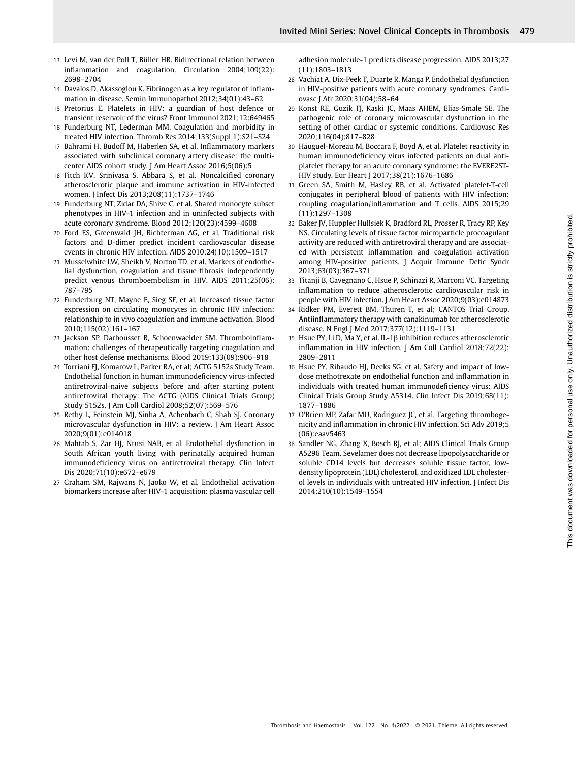13 Levi M, van der Poll T, Büller HR. Bidirectional relation between inflammation and coagulation. Circulation 2004;109(22): 2698–2704

14 Davalos D, Akassoglou K. Fibrinogen as a key regulator of inflammation in disease. Semin Immunopathol 2012;34(01):43–62

15 Pretorius E. Platelets in HIV: a guardian of host defence or transient reservoir of the virus? Front Immunol 2021;12:649465

16 Funderburg NT, Lederman MM. Coagulation and morbidity in treated HIV infection. Thromb Res 2014;133(Suppl 1):S21–S24

17 Bahrami H, Budoff M, Haberlen SA, et al. Inflammatory markers associated with subclinical coronary artery disease: the multicenter AIDS cohort study. J Am Heart Assoc 2016;5(06):5

18 Fitch KV, Srinivasa S, Abbara S, et al. Noncalcified coronary atherosclerotic plaque and immune activation in HIV-infected women. J Infect Dis 2013;208(11):1737–1746

19 Funderburg NT, Zidar DA, Shive C, et al. Shared monocyte subset phenotypes in HIV-1 infection and in uninfected subjects with acute coronary syndrome. Blood 2012;120(23):4599–4608

20 Ford ES, Greenwald JH, Richterman AG, et al. Traditional risk factors and D-dimer predict incident cardiovascular disease events in chronic HIV infection. AIDS 2010;24(10):1509–1517

21 Musselwhite LW, Sheikh V, Norton TD, et al. Markers of endothelial dysfunction, coagulation and tissue fibrosis independently predict venous thromboembolism in HIV. AIDS 2011;25(06): 787–795

22 Funderburg NT, Mayne E, Sieg SF, et al. Increased tissue factor expression on circulating monocytes in chronic HIV infection: relationship to in vivo coagulation and immune activation. Blood 2010;115(02):161–167

23 Jackson SP, Darbousset R, Schoenwaelder SM. Thromboinflammation: challenges of therapeutically targeting coagulation and other host defense mechanisms. Blood 2019;133(09):906–918

24 Torriani FJ, Komarow L, Parker RA, et al; ACTG 5152s Study Team. Endothelial function in human immunodeficiency virus-infected antiretroviral-naive subjects before and after starting potent antiretroviral therapy: The ACTG (AIDS Clinical Trials Group) Study 5152s. J Am Coll Cardiol 2008;52(07):569–576

25 Rethy L, Feinstein MJ, Sinha A, Achenbach C, Shah SJ. Coronary microvascular dysfunction in HIV: a review. J Am Heart Assoc 2020;9(01):e014018

26 Mahtab S, Zar HJ, Ntusi NAB, et al. Endothelial dysfunction in South African youth living with perinatally acquired human immunodeficiency virus on antiretroviral therapy. Clin Infect Dis 2020;71(10):e672–e679

27 Graham SM, Rajwans N, Jaoko W, et al. Endothelial activation biomarkers increase after HIV-1 acquisition: plasma vascular cell adhesion molecule-1 predicts disease progression. AIDS 2013;27 (11):1803–1813

28 Vachiat A, Dix-Peek T, Duarte R, Manga P. Endothelial dysfunction in HIV-positive patients with acute coronary syndromes. Cardiovasc J Afr 2020;31(04):58–64

29 Konst RE, Guzik TJ, Kaski JC, Maas AHEM, Elias-Smale SE. The pathogenic role of coronary microvascular dysfunction in the setting of other cardiac or systemic conditions. Cardiovasc Res 2020;116(04):817–828

30 Hauguel-Moreau M, Boccara F, Boyd A, et al. Platelet reactivity in human immunodeficiency virus infected patients on dual antiplatelet therapy for an acute coronary syndrome: the EVERE2ST-HIV study. Eur Heart J 2017;38(21):1676–1686

31 Green SA, Smith M, Hasley RB, et al. Activated platelet-T-cell conjugates in peripheral blood of patients with HIV infection: coupling coagulation/inflammation and T cells. AIDS 2015;29 (11):1297–1308

32 Baker JV, Huppler Hullsiek K, Bradford RL, Prosser R, Tracy RP, Key NS. Circulating levels of tissue factor microparticle procoagulant activity are reduced with antiretroviral therapy and are associated with persistent inflammation and coagulation activation among HIV-positive patients. J Acquir Immune Defic Syndr 2013;63(03):367–371

33 Titanji B, Gavegnano C, Hsue P, Schinazi R, Marconi VC. Targeting inflammation to reduce atherosclerotic cardiovascular risk in people with HIV infection. J Am Heart Assoc 2020;9(03):e014873

34 Ridker PM, Everett BM, Thuren T, et al; CANTOS Trial Group. Antiinflammatory therapy with canakinumab for atherosclerotic disease. N Engl J Med 2017;377(12):1119–1131

35 Hsue PY, Li D, Ma Y, et al. IL-1β inhibition reduces atherosclerotic inflammation in HIV infection. J Am Coll Cardiol 2018;72(22): 2809–2811

36 Hsue PY, Ribaudo HJ, Deeks SG, et al. Safety and impact of low-dose methotrexate on endothelial function and inflammation in individuals with treated human immunodeficiency virus: AIDS Clinical Trials Group Study A5314. Clin Infect Dis 2019;68(11): 1877–1886

37 O'Brien MP, Zafar MU, Rodriguez JC, et al. Targeting thrombogenicity and inflammation in chronic HIV infection. Sci Adv 2019;5 (06):eaav5463

38 Sandler NG, Zhang X, Bosch RJ, et al; AIDS Clinical Trials Group A5296 Team. Sevelamer does not decrease lipopolysaccharide or soluble CD14 levels but decreases soluble tissue factor, low-density lipoprotein (LDL) cholesterol, and oxidized LDL cholesterol levels in individuals with untreated HIV infection. J Infect Dis 2014;210(10):1549–1554